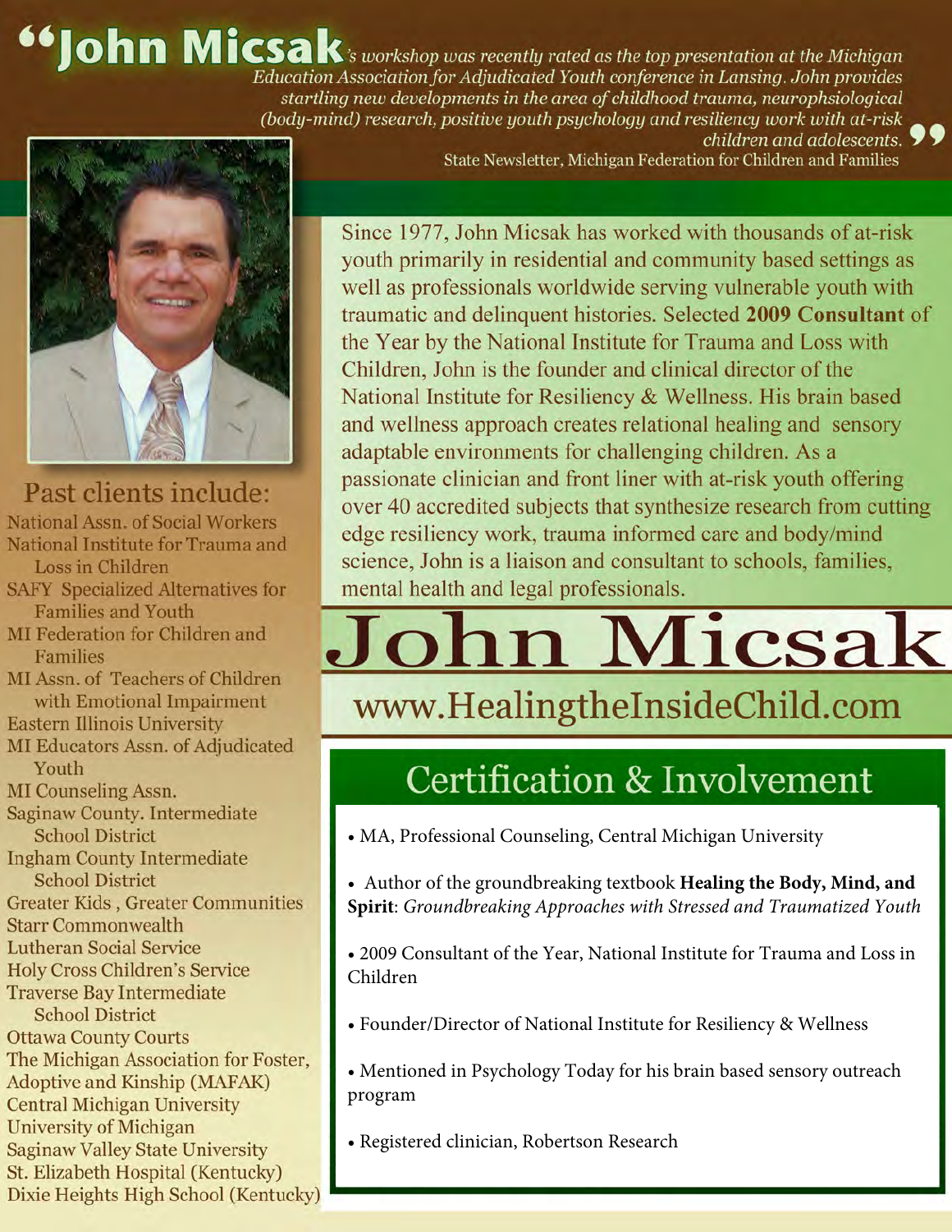"**John Micsak**'s *workshop was recently rated as the top presentation at the Michigan Education Association for Adjudicated Youth conference in Lansing. John provides startling new developments in the area of childhood trauma, neurophsiological (body-mind) research, positive youth psychology and resiliency work with at-risk children and adolescents.*"

State Newsletter, Michigan Federation for Children and Families

Since 1977, John Micsak has worked with thousands of at-risk youth primarily in residential and community based settings as well as professionals worldwide serving vulnerable youth with traumatic and delinquent histories. Selected **2009 Consultant** of the Year by the National Institute for Trauma and Loss with Children, John is the founder and clinical director of the National Institute for Resiliency & Wellness. His brain based and wellness approach creates relational healing and sensory adaptable environments for challenging children. As a passionate clinician and front liner with at-risk youth offering over 40 accredited subjects that synthesize research from cutting edge resiliency work, trauma informed care and body/mind science, John is a liaison and consultant to schools, families, mental health and legal professionals.

# John Micsak

www.HealingtheInsideChild.com

## Past clients include:

National Assn. of Social Workers
National Institute for Trauma and Loss in Children
SAFY Specialized Alternatives for Families and Youth
MI Federation for Children and Families
MI Assn. of Teachers of Children with Emotional Impairment
Eastern Illinois University
MI Educators Assn. of Adjudicated Youth
MI Counseling Assn.
Saginaw County. Intermediate School District
Ingham County Intermediate School District
Greater Kids , Greater Communities
Starr Commonwealth
Lutheran Social Service
Holy Cross Children's Service
Traverse Bay Intermediate School District
Ottawa County Courts
The Michigan Association for Foster, Adoptive and Kinship (MAFAK)
Central Michigan University
University of Michigan
Saginaw Valley State University
St. Elizabeth Hospital (Kentucky)
Dixie Heights High School (Kentucky)

## Certification & Involvement

- MA, Professional Counseling, Central Michigan University
- Author of the groundbreaking textbook **Healing the Body, Mind, and Spirit**: *Groundbreaking Approaches with Stressed and Traumatized Youth*
- 2009 Consultant of the Year, National Institute for Trauma and Loss in Children
- Founder/Director of National Institute for Resiliency & Wellness
- Mentioned in Psychology Today for his brain based sensory outreach program
- Registered clinician, Robertson Research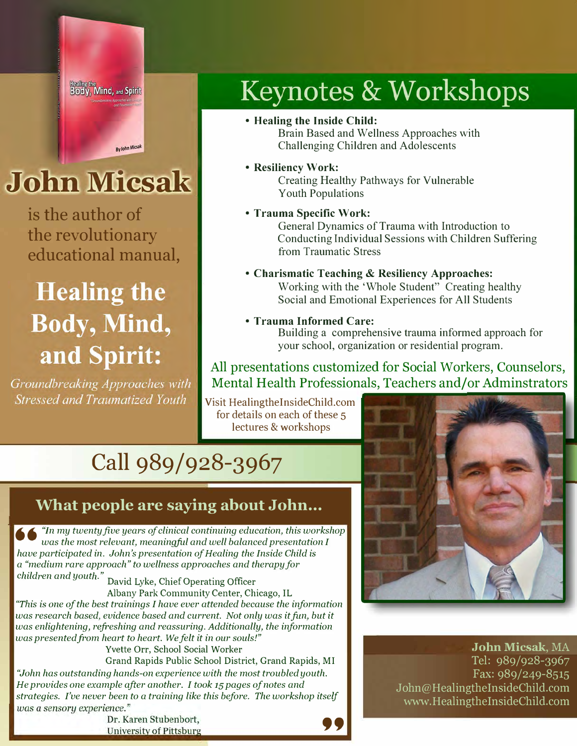# John Micsak

is the author of the revolutionary educational manual,

## Healing the Body, Mind, and Spirit:

*Groundbreaking Approaches with Stressed and Traumatized Youth*

# Keynotes & Workshops

- **Healing the Inside Child:**
  Brain Based and Wellness Approaches with Challenging Children and Adolescents
- **Resiliency Work:**
  Creating Healthy Pathways for Vulnerable Youth Populations
- **Trauma Specific Work:**
  General Dynamics of Trauma with Introduction to Conducting Individual Sessions with Children Suffering from Traumatic Stress
- **Charismatic Teaching & Resiliency Approaches:**
  Working with the 'Whole Student" Creating healthy Social and Emotional Experiences for All Students
- **Trauma Informed Care:**
  Building a comprehensive trauma informed approach for your school, organization or residential program.

All presentations customized for Social Workers, Counselors, Mental Health Professionals, Teachers and/or Adminstrators

Visit HealingtheInsideChild.com for details on each of these 5 lectures & workshops

## Call 989/928-3967

### What people are saying about John...

*"In my twenty five years of clinical continuing education, this workshop was the most relevant, meaningful and well balanced presentation I have participated in. John's presentation of Healing the Inside Child is a "medium rare approach" to wellness approaches and therapy for children and youth."*

David Lyke, Chief Operating Officer
Albany Park Community Center, Chicago, IL

*"This is one of the best trainings I have ever attended because the information was research based, evidence based and current. Not only was it fun, but it was enlightening, refreshing and reassuring. Additionally, the information was presented from heart to heart. We felt it in our souls!"*

Yvette Orr, School Social Worker
Grand Rapids Public School District, Grand Rapids, MI

*"John has outstanding hands-on experience with the most troubled youth. He provides one example after another. I took 15 pages of notes and strategies. I've never been to a training like this before. The workshop itself was a sensory experience."*

Dr. Karen Stubenbort,
University of Pittsburg

**John Micsak**, MA
Tel: 989/928-3967
Fax: 989/249-8515
John@HealingtheInsideChild.com
www.HealingtheInsideChild.com